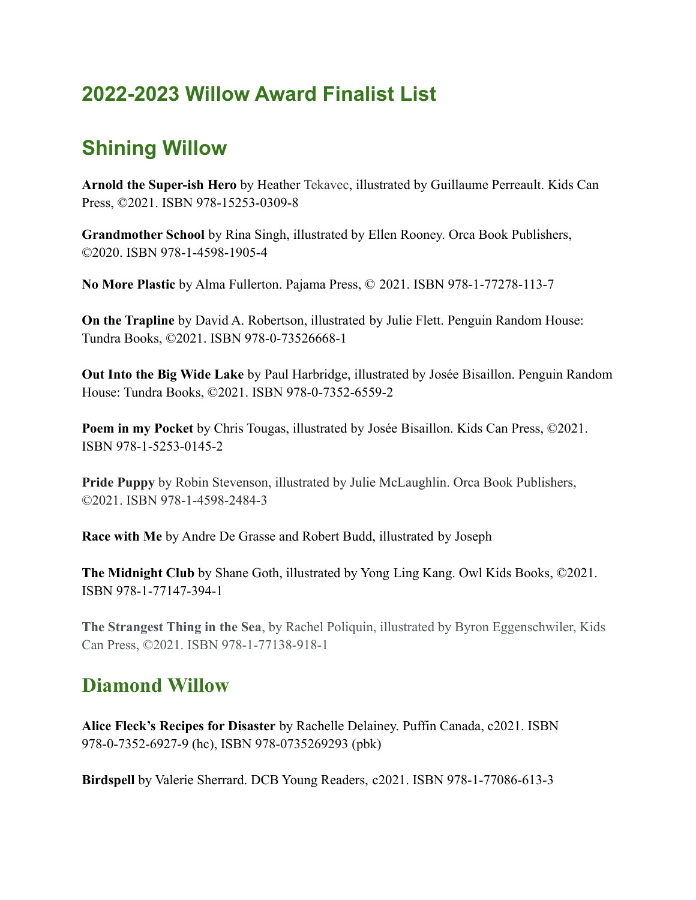# 2022-2023 Willow Award Finalist List

## Shining Willow

**Arnold the Super-ish Hero** by Heather Tekavec, illustrated by Guillaume Perreault. Kids Can Press, ©2021. ISBN 978-15253-0309-8

**Grandmother School** by Rina Singh, illustrated by Ellen Rooney. Orca Book Publishers, ©2020. ISBN 978-1-4598-1905-4

**No More Plastic** by Alma Fullerton. Pajama Press, © 2021. ISBN 978-1-77278-113-7

**On the Trapline** by David A. Robertson, illustrated by Julie Flett. Penguin Random House: Tundra Books, ©2021. ISBN 978-0-73526668-1

**Out Into the Big Wide Lake** by Paul Harbridge, illustrated by Josée Bisaillon. Penguin Random House: Tundra Books, ©2021. ISBN 978-0-7352-6559-2

**Poem in my Pocket** by Chris Tougas, illustrated by Josée Bisaillon. Kids Can Press, ©2021. ISBN 978-1-5253-0145-2

**Pride Puppy** by Robin Stevenson, illustrated by Julie McLaughlin. Orca Book Publishers, ©2021. ISBN 978-1-4598-2484-3

**Race with Me** by Andre De Grasse and Robert Budd, illustrated by Joseph

**The Midnight Club** by Shane Goth, illustrated by Yong Ling Kang. Owl Kids Books, ©2021. ISBN 978-1-77147-394-1

**The Strangest Thing in the Sea**, by Rachel Poliquin, illustrated by Byron Eggenschwiler, Kids Can Press, ©2021. ISBN 978-1-77138-918-1

## Diamond Willow

**Alice Fleck's Recipes for Disaster** by Rachelle Delainey. Puffin Canada, c2021. ISBN 978-0-7352-6927-9 (hc), ISBN 978-0735269293 (pbk)

**Birdspell** by Valerie Sherrard. DCB Young Readers, c2021. ISBN 978-1-77086-613-3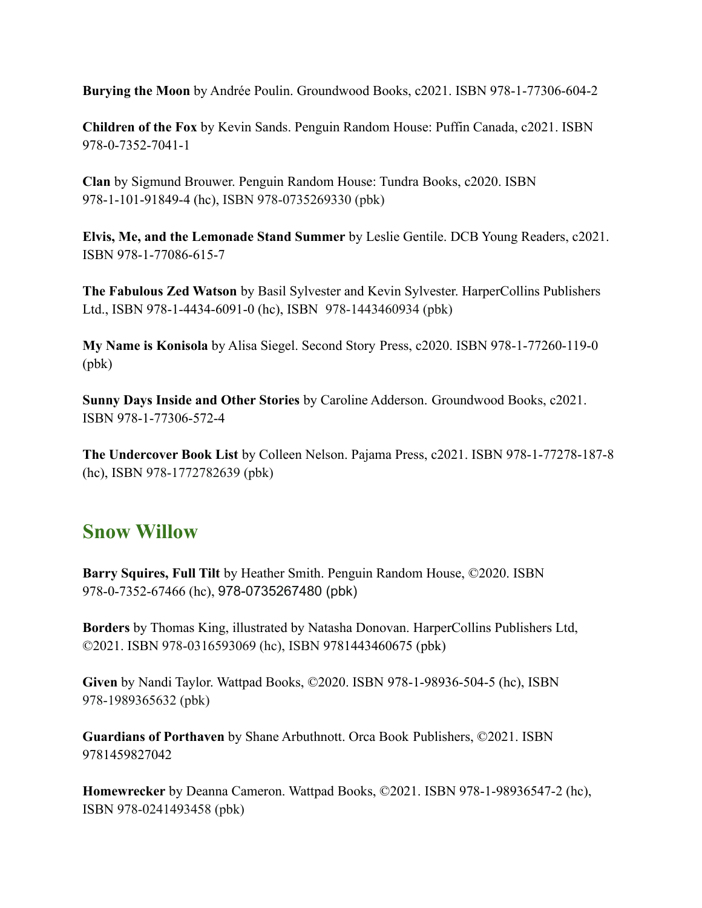**Burying the Moon** by Andrée Poulin. Groundwood Books, c2021. ISBN 978-1-77306-604-2

**Children of the Fox** by Kevin Sands. Penguin Random House: Puffin Canada, c2021. ISBN 978-0-7352-7041-1

**Clan** by Sigmund Brouwer. Penguin Random House: Tundra Books, c2020. ISBN 978-1-101-91849-4 (hc), ISBN 978-0735269330 (pbk)

**Elvis, Me, and the Lemonade Stand Summer** by Leslie Gentile. DCB Young Readers, c2021. ISBN 978-1-77086-615-7

**The Fabulous Zed Watson** by Basil Sylvester and Kevin Sylvester. HarperCollins Publishers Ltd., ISBN 978-1-4434-6091-0 (hc), ISBN 978-1443460934 (pbk)

**My Name is Konisola** by Alisa Siegel. Second Story Press, c2020. ISBN 978-1-77260-119-0 (pbk)

**Sunny Days Inside and Other Stories** by Caroline Adderson. Groundwood Books, c2021. ISBN 978-1-77306-572-4

**The Undercover Book List** by Colleen Nelson. Pajama Press, c2021. ISBN 978-1-77278-187-8 (hc), ISBN 978-1772782639 (pbk)

## Snow Willow

**Barry Squires, Full Tilt** by Heather Smith. Penguin Random House, ©2020. ISBN 978-0-7352-67466 (hc), 978-0735267480 (pbk)

**Borders** by Thomas King, illustrated by Natasha Donovan. HarperCollins Publishers Ltd, ©2021. ISBN 978-0316593069 (hc), ISBN 9781443460675 (pbk)

**Given** by Nandi Taylor. Wattpad Books, ©2020. ISBN 978-1-98936-504-5 (hc), ISBN 978-1989365632 (pbk)

**Guardians of Porthaven** by Shane Arbuthnott. Orca Book Publishers, ©2021. ISBN 9781459827042

**Homewrecker** by Deanna Cameron. Wattpad Books, ©2021. ISBN 978-1-98936547-2 (hc), ISBN 978-0241493458 (pbk)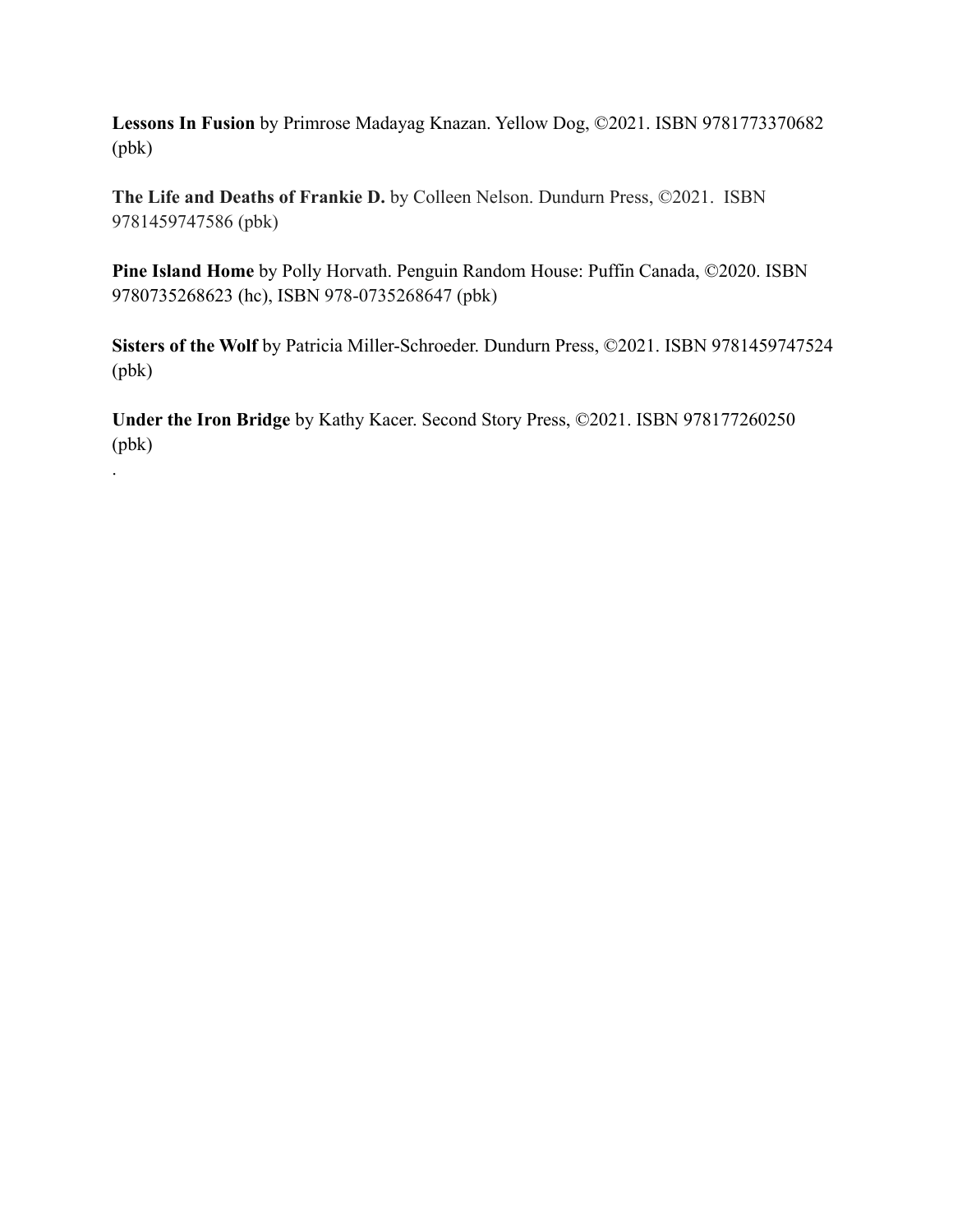**Lessons In Fusion** by Primrose Madayag Knazan. Yellow Dog, ©2021. ISBN 9781773370682 (pbk)

**The Life and Deaths of Frankie D.** by Colleen Nelson. Dundurn Press, ©2021. ISBN 9781459747586 (pbk)

**Pine Island Home** by Polly Horvath. Penguin Random House: Puffin Canada, ©2020. ISBN 9780735268623 (hc), ISBN 978-0735268647 (pbk)

**Sisters of the Wolf** by Patricia Miller-Schroeder. Dundurn Press, ©2021. ISBN 9781459747524 (pbk)

**Under the Iron Bridge** by Kathy Kacer. Second Story Press, ©2021. ISBN 978177260250 (pbk)

.